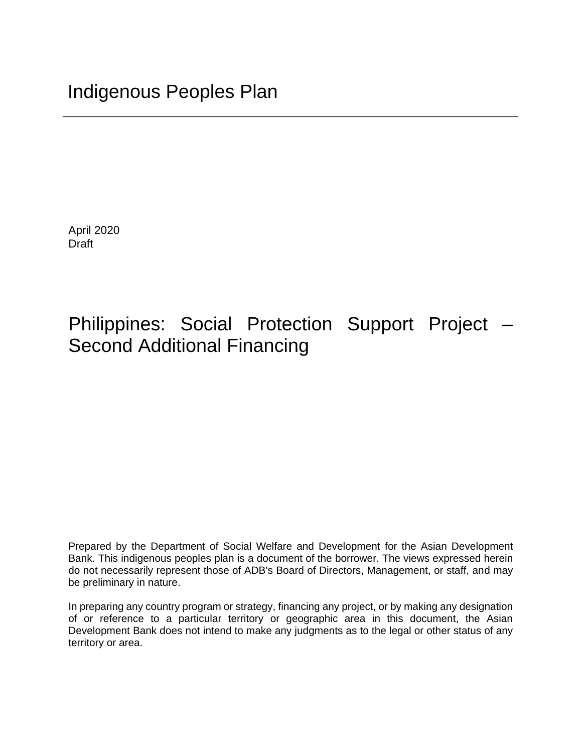# Indigenous Peoples Plan

---

April 2020
Draft

## Philippines: Social Protection Support Project – Second Additional Financing

Prepared by the Department of Social Welfare and Development for the Asian Development Bank. This indigenous peoples plan is a document of the borrower. The views expressed herein do not necessarily represent those of ADB's Board of Directors, Management, or staff, and may be preliminary in nature.

In preparing any country program or strategy, financing any project, or by making any designation of or reference to a particular territory or geographic area in this document, the Asian Development Bank does not intend to make any judgments as to the legal or other status of any territory or area.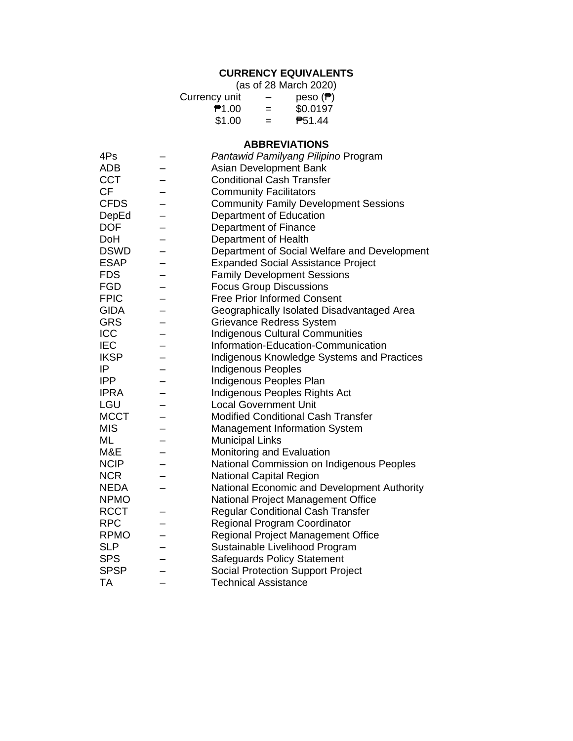## CURRENCY EQUIVALENTS

(as of 28 March 2020)

| | | |
|---|---|---|
| Currency unit | – | peso (₱) |
| ₱1.00 | = | $0.0197 |
| $1.00 | = | ₱51.44 |

## ABBREVIATIONS

| | | |
|---|---|---|
| 4Ps | – | *Pantawid Pamilyang Pilipino* Program |
| ADB | – | Asian Development Bank |
| CCT | – | Conditional Cash Transfer |
| CF | – | Community Facilitators |
| CFDS | – | Community Family Development Sessions |
| DepEd | – | Department of Education |
| DOF | – | Department of Finance |
| DoH | – | Department of Health |
| DSWD | – | Department of Social Welfare and Development |
| ESAP | – | Expanded Social Assistance Project |
| FDS | – | Family Development Sessions |
| FGD | – | Focus Group Discussions |
| FPIC | – | Free Prior Informed Consent |
| GIDA | – | Geographically Isolated Disadvantaged Area |
| GRS | – | Grievance Redress System |
| ICC | – | Indigenous Cultural Communities |
| IEC | – | Information-Education-Communication |
| IKSP | – | Indigenous Knowledge Systems and Practices |
| IP | – | Indigenous Peoples |
| IPP | – | Indigenous Peoples Plan |
| IPRA | – | Indigenous Peoples Rights Act |
| LGU | – | Local Government Unit |
| MCCT | – | Modified Conditional Cash Transfer |
| MIS | – | Management Information System |
| ML | – | Municipal Links |
| M&E | – | Monitoring and Evaluation |
| NCIP | – | National Commission on Indigenous Peoples |
| NCR | – | National Capital Region |
| NEDA | – | National Economic and Development Authority |
| NPMO | | National Project Management Office |
| RCCT | – | Regular Conditional Cash Transfer |
| RPC | – | Regional Program Coordinator |
| RPMO | – | Regional Project Management Office |
| SLP | – | Sustainable Livelihood Program |
| SPS | – | Safeguards Policy Statement |
| SPSP | – | Social Protection Support Project |
| TA | – | Technical Assistance |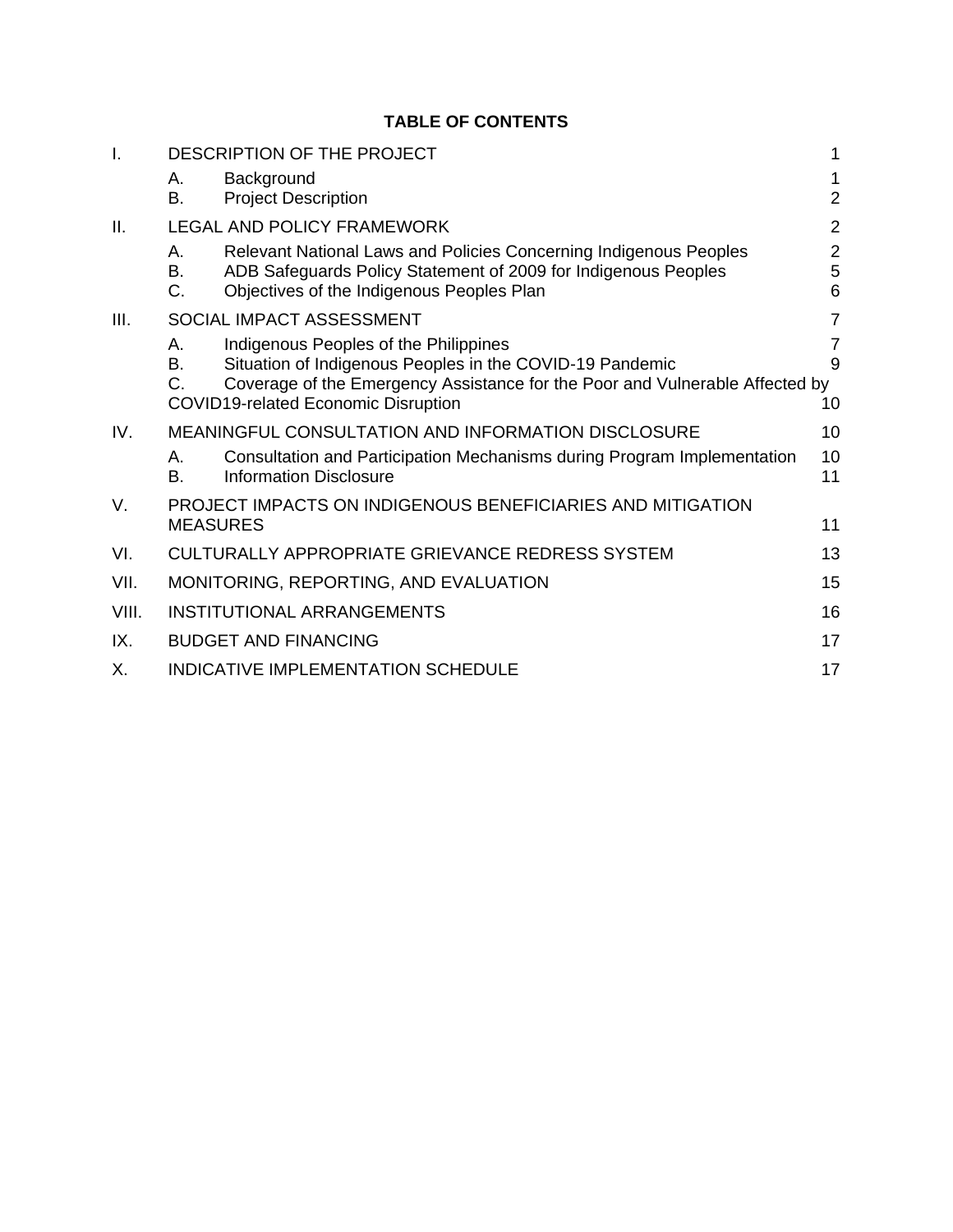**TABLE OF CONTENTS**

| | | |
|---|---|---|
| I. | DESCRIPTION OF THE PROJECT | 1 |
| | A. Background | 1 |
| | B. Project Description | 2 |
| II. | LEGAL AND POLICY FRAMEWORK | 2 |
| | A. Relevant National Laws and Policies Concerning Indigenous Peoples | 2 |
| | B. ADB Safeguards Policy Statement of 2009 for Indigenous Peoples | 5 |
| | C. Objectives of the Indigenous Peoples Plan | 6 |
| III. | SOCIAL IMPACT ASSESSMENT | 7 |
| | A. Indigenous Peoples of the Philippines | 7 |
| | B. Situation of Indigenous Peoples in the COVID-19 Pandemic | 9 |
| | C. Coverage of the Emergency Assistance for the Poor and Vulnerable Affected by COVID19-related Economic Disruption | 10 |
| IV. | MEANINGFUL CONSULTATION AND INFORMATION DISCLOSURE | 10 |
| | A. Consultation and Participation Mechanisms during Program Implementation | 10 |
| | B. Information Disclosure | 11 |
| V. | PROJECT IMPACTS ON INDIGENOUS BENEFICIARIES AND MITIGATION MEASURES | 11 |
| VI. | CULTURALLY APPROPRIATE GRIEVANCE REDRESS SYSTEM | 13 |
| VII. | MONITORING, REPORTING, AND EVALUATION | 15 |
| VIII. | INSTITUTIONAL ARRANGEMENTS | 16 |
| IX. | BUDGET AND FINANCING | 17 |
| X. | INDICATIVE IMPLEMENTATION SCHEDULE | 17 |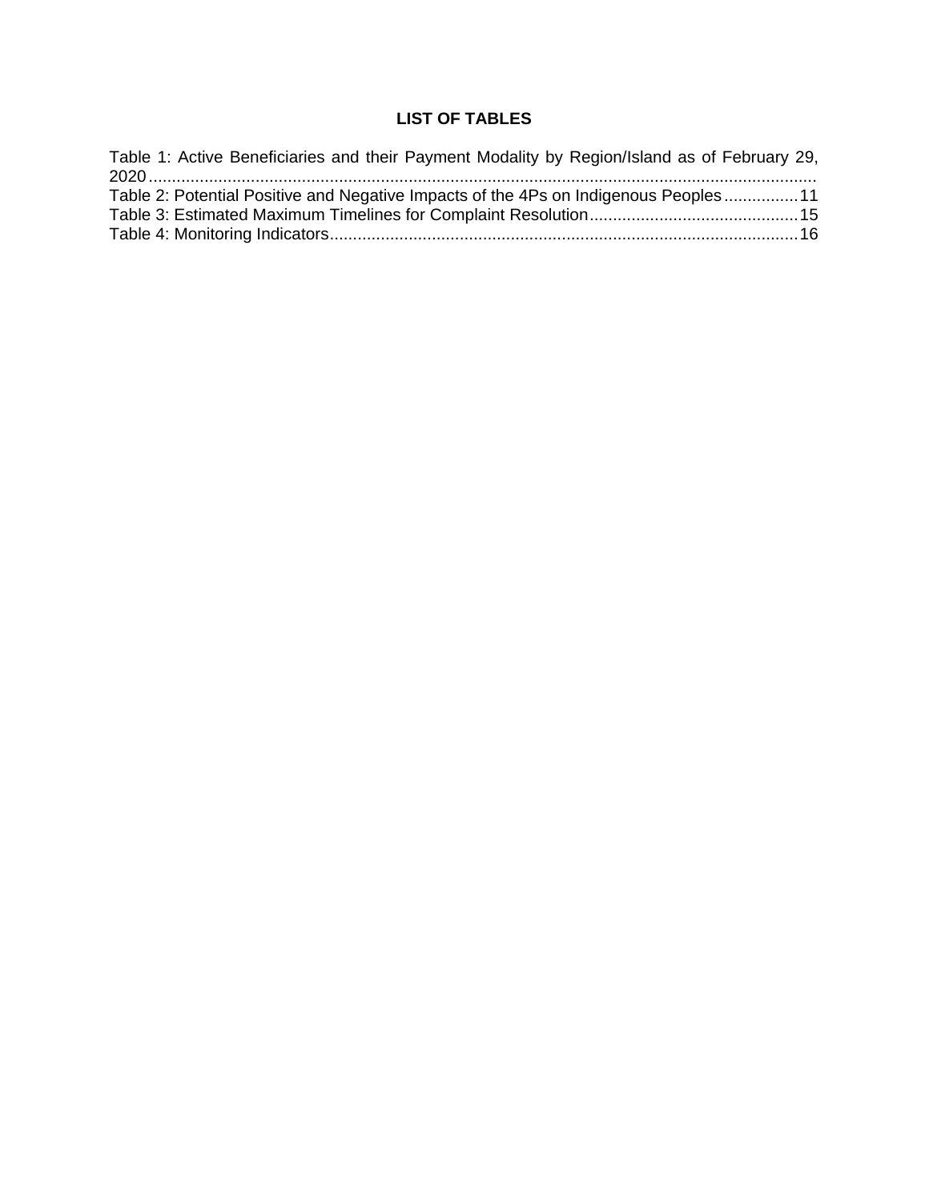**LIST OF TABLES**

Table 1: Active Beneficiaries and their Payment Modality by Region/Island as of February 29, 2020 ................................................................................................................................
Table 2: Potential Positive and Negative Impacts of the 4Ps on Indigenous Peoples ................ 11
Table 3: Estimated Maximum Timelines for Complaint Resolution ............................................ 15
Table 4: Monitoring Indicators .................................................................................................... 16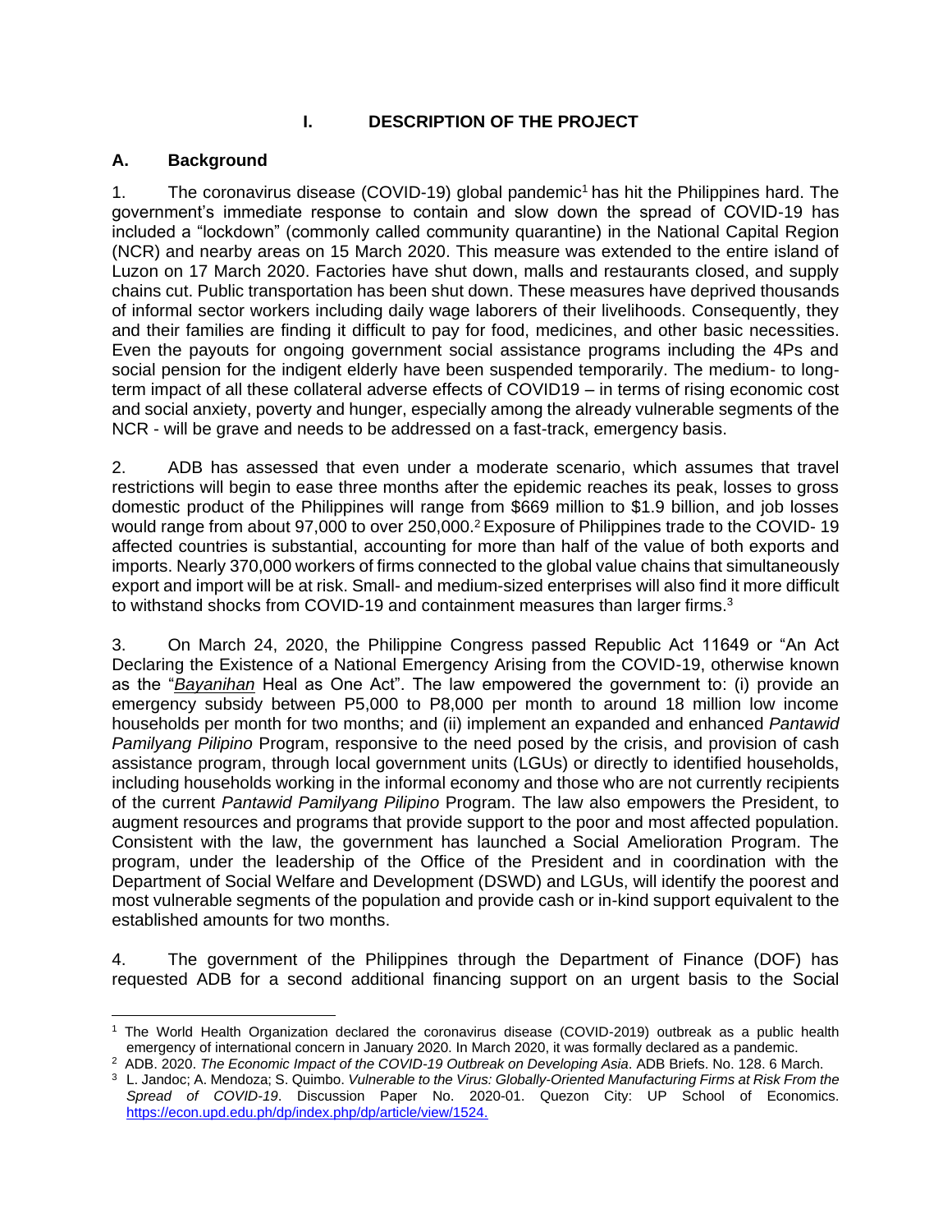# I. DESCRIPTION OF THE PROJECT

## A. Background

1. The coronavirus disease (COVID-19) global pandemic[1] has hit the Philippines hard. The government's immediate response to contain and slow down the spread of COVID-19 has included a "lockdown" (commonly called community quarantine) in the National Capital Region (NCR) and nearby areas on 15 March 2020. This measure was extended to the entire island of Luzon on 17 March 2020. Factories have shut down, malls and restaurants closed, and supply chains cut. Public transportation has been shut down. These measures have deprived thousands of informal sector workers including daily wage laborers of their livelihoods. Consequently, they and their families are finding it difficult to pay for food, medicines, and other basic necessities. Even the payouts for ongoing government social assistance programs including the 4Ps and social pension for the indigent elderly have been suspended temporarily. The medium- to long-term impact of all these collateral adverse effects of COVID19 – in terms of rising economic cost and social anxiety, poverty and hunger, especially among the already vulnerable segments of the NCR - will be grave and needs to be addressed on a fast-track, emergency basis.

2. ADB has assessed that even under a moderate scenario, which assumes that travel restrictions will begin to ease three months after the epidemic reaches its peak, losses to gross domestic product of the Philippines will range from $669 million to $1.9 billion, and job losses would range from about 97,000 to over 250,000.[2] Exposure of Philippines trade to the COVID- 19 affected countries is substantial, accounting for more than half of the value of both exports and imports. Nearly 370,000 workers of firms connected to the global value chains that simultaneously export and import will be at risk. Small- and medium-sized enterprises will also find it more difficult to withstand shocks from COVID-19 and containment measures than larger firms.[3]

3. On March 24, 2020, the Philippine Congress passed Republic Act 11649 or "An Act Declaring the Existence of a National Emergency Arising from the COVID-19, otherwise known as the "*Bayanihan* Heal as One Act". The law empowered the government to: (i) provide an emergency subsidy between P5,000 to P8,000 per month to around 18 million low income households per month for two months; and (ii) implement an expanded and enhanced *Pantawid Pamilyang Pilipino* Program, responsive to the need posed by the crisis, and provision of cash assistance program, through local government units (LGUs) or directly to identified households, including households working in the informal economy and those who are not currently recipients of the current *Pantawid Pamilyang Pilipino* Program. The law also empowers the President, to augment resources and programs that provide support to the poor and most affected population. Consistent with the law, the government has launched a Social Amelioration Program. The program, under the leadership of the Office of the President and in coordination with the Department of Social Welfare and Development (DSWD) and LGUs, will identify the poorest and most vulnerable segments of the population and provide cash or in-kind support equivalent to the established amounts for two months.

4. The government of the Philippines through the Department of Finance (DOF) has requested ADB for a second additional financing support on an urgent basis to the Social

---

[1] The World Health Organization declared the coronavirus disease (COVID-2019) outbreak as a public health emergency of international concern in January 2020. In March 2020, it was formally declared as a pandemic.

[2] ADB. 2020. *The Economic Impact of the COVID-19 Outbreak on Developing Asia*. ADB Briefs. No. 128. 6 March.

[3] L. Jandoc; A. Mendoza; S. Quimbo. *Vulnerable to the Virus: Globally-Oriented Manufacturing Firms at Risk From the Spread of COVID-19*. Discussion Paper No. 2020-01. Quezon City: UP School of Economics. https://econ.upd.edu.ph/dp/index.php/dp/article/view/1524.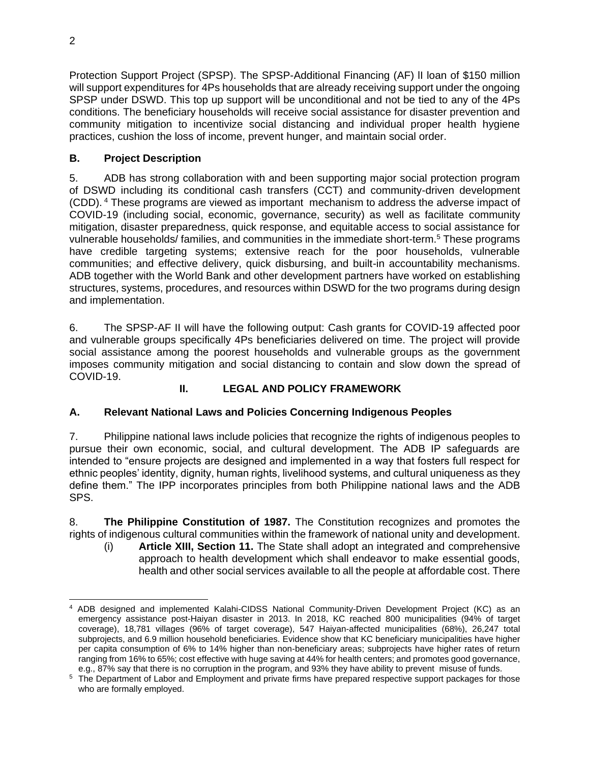Protection Support Project (SPSP). The SPSP-Additional Financing (AF) II loan of $150 million will support expenditures for 4Ps households that are already receiving support under the ongoing SPSP under DSWD. This top up support will be unconditional and not be tied to any of the 4Ps conditions. The beneficiary households will receive social assistance for disaster prevention and community mitigation to incentivize social distancing and individual proper health hygiene practices, cushion the loss of income, prevent hunger, and maintain social order.

### B. Project Description

5. ADB has strong collaboration with and been supporting major social protection program of DSWD including its conditional cash transfers (CCT) and community-driven development (CDD).[4] These programs are viewed as important mechanism to address the adverse impact of COVID-19 (including social, economic, governance, security) as well as facilitate community mitigation, disaster preparedness, quick response, and equitable access to social assistance for vulnerable households/ families, and communities in the immediate short-term.[5] These programs have credible targeting systems; extensive reach for the poor households, vulnerable communities; and effective delivery, quick disbursing, and built-in accountability mechanisms. ADB together with the World Bank and other development partners have worked on establishing structures, systems, procedures, and resources within DSWD for the two programs during design and implementation.

6. The SPSP-AF II will have the following output: Cash grants for COVID-19 affected poor and vulnerable groups specifically 4Ps beneficiaries delivered on time. The project will provide social assistance among the poorest households and vulnerable groups as the government imposes community mitigation and social distancing to contain and slow down the spread of COVID-19.

## II. LEGAL AND POLICY FRAMEWORK

### A. Relevant National Laws and Policies Concerning Indigenous Peoples

7. Philippine national laws include policies that recognize the rights of indigenous peoples to pursue their own economic, social, and cultural development. The ADB IP safeguards are intended to "ensure projects are designed and implemented in a way that fosters full respect for ethnic peoples' identity, dignity, human rights, livelihood systems, and cultural uniqueness as they define them." The IPP incorporates principles from both Philippine national laws and the ADB SPS.

8. **The Philippine Constitution of 1987.** The Constitution recognizes and promotes the rights of indigenous cultural communities within the framework of national unity and development.

(i) **Article XIII, Section 11.** The State shall adopt an integrated and comprehensive approach to health development which shall endeavor to make essential goods, health and other social services available to all the people at affordable cost. There

---

[4] ADB designed and implemented Kalahi-CIDSS National Community-Driven Development Project (KC) as an emergency assistance post-Haiyan disaster in 2013. In 2018, KC reached 800 municipalities (94% of target coverage), 18,781 villages (96% of target coverage), 547 Haiyan-affected municipalities (68%), 26,247 total subprojects, and 6.9 million household beneficiaries. Evidence show that KC beneficiary municipalities have higher per capita consumption of 6% to 14% higher than non-beneficiary areas; subprojects have higher rates of return ranging from 16% to 65%; cost effective with huge saving at 44% for health centers; and promotes good governance, e.g., 87% say that there is no corruption in the program, and 93% they have ability to prevent misuse of funds.

[5] The Department of Labor and Employment and private firms have prepared respective support packages for those who are formally employed.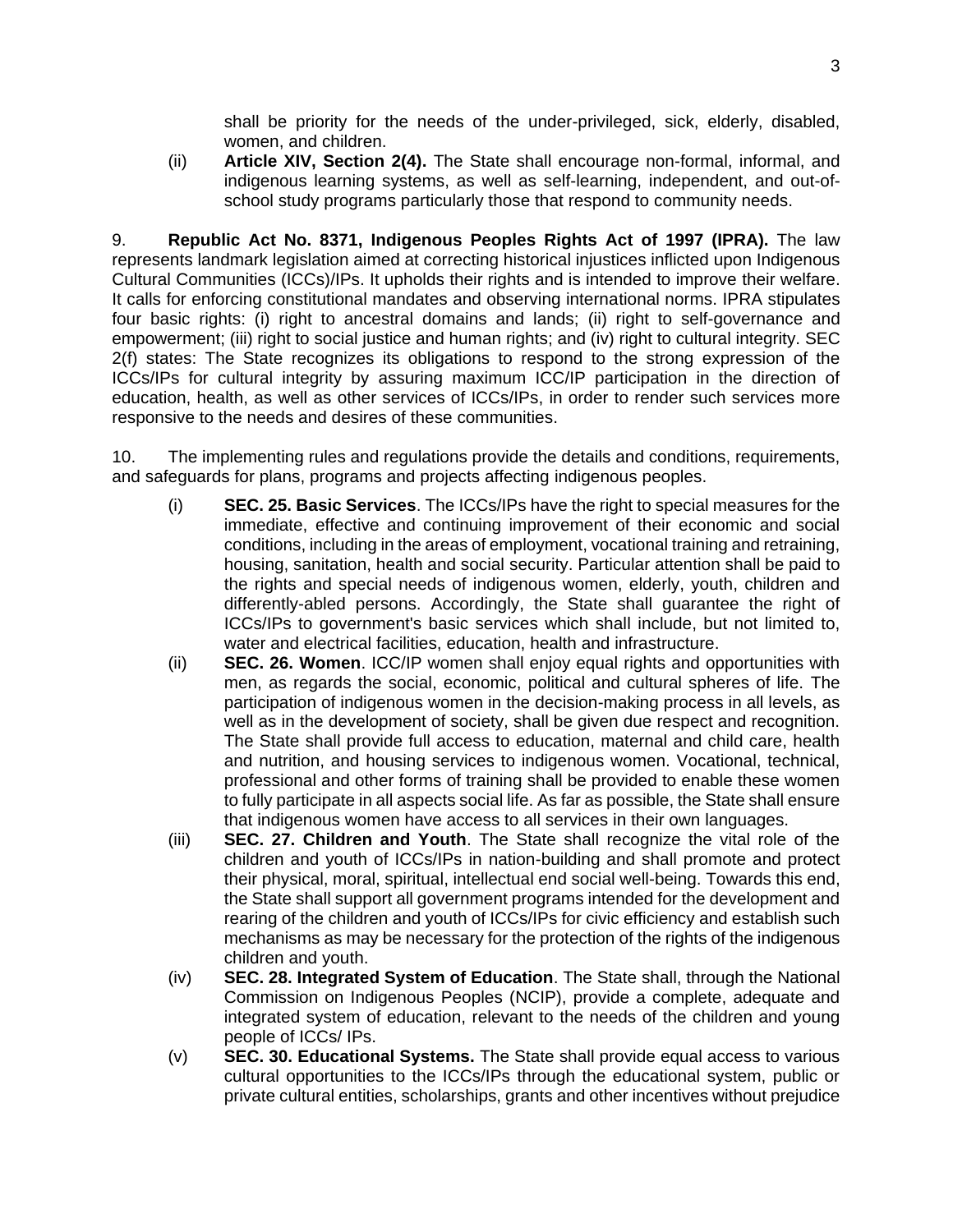shall be priority for the needs of the under-privileged, sick, elderly, disabled, women, and children.

(ii) **Article XIV, Section 2(4).** The State shall encourage non-formal, informal, and indigenous learning systems, as well as self-learning, independent, and out-of-school study programs particularly those that respond to community needs.

9. **Republic Act No. 8371, Indigenous Peoples Rights Act of 1997 (IPRA).** The law represents landmark legislation aimed at correcting historical injustices inflicted upon Indigenous Cultural Communities (ICCs)/IPs. It upholds their rights and is intended to improve their welfare. It calls for enforcing constitutional mandates and observing international norms. IPRA stipulates four basic rights: (i) right to ancestral domains and lands; (ii) right to self-governance and empowerment; (iii) right to social justice and human rights; and (iv) right to cultural integrity. SEC 2(f) states: The State recognizes its obligations to respond to the strong expression of the ICCs/IPs for cultural integrity by assuring maximum ICC/IP participation in the direction of education, health, as well as other services of ICCs/IPs, in order to render such services more responsive to the needs and desires of these communities.

10. The implementing rules and regulations provide the details and conditions, requirements, and safeguards for plans, programs and projects affecting indigenous peoples.

(i) **SEC. 25. Basic Services**. The ICCs/IPs have the right to special measures for the immediate, effective and continuing improvement of their economic and social conditions, including in the areas of employment, vocational training and retraining, housing, sanitation, health and social security. Particular attention shall be paid to the rights and special needs of indigenous women, elderly, youth, children and differently-abled persons. Accordingly, the State shall guarantee the right of ICCs/IPs to government's basic services which shall include, but not limited to, water and electrical facilities, education, health and infrastructure.

(ii) **SEC. 26. Women**. ICC/IP women shall enjoy equal rights and opportunities with men, as regards the social, economic, political and cultural spheres of life. The participation of indigenous women in the decision-making process in all levels, as well as in the development of society, shall be given due respect and recognition. The State shall provide full access to education, maternal and child care, health and nutrition, and housing services to indigenous women. Vocational, technical, professional and other forms of training shall be provided to enable these women to fully participate in all aspects social life. As far as possible, the State shall ensure that indigenous women have access to all services in their own languages.

(iii) **SEC. 27. Children and Youth**. The State shall recognize the vital role of the children and youth of ICCs/IPs in nation-building and shall promote and protect their physical, moral, spiritual, intellectual end social well-being. Towards this end, the State shall support all government programs intended for the development and rearing of the children and youth of ICCs/IPs for civic efficiency and establish such mechanisms as may be necessary for the protection of the rights of the indigenous children and youth.

(iv) **SEC. 28. Integrated System of Education**. The State shall, through the National Commission on Indigenous Peoples (NCIP), provide a complete, adequate and integrated system of education, relevant to the needs of the children and young people of ICCs/ IPs.

(v) **SEC. 30. Educational Systems.** The State shall provide equal access to various cultural opportunities to the ICCs/IPs through the educational system, public or private cultural entities, scholarships, grants and other incentives without prejudice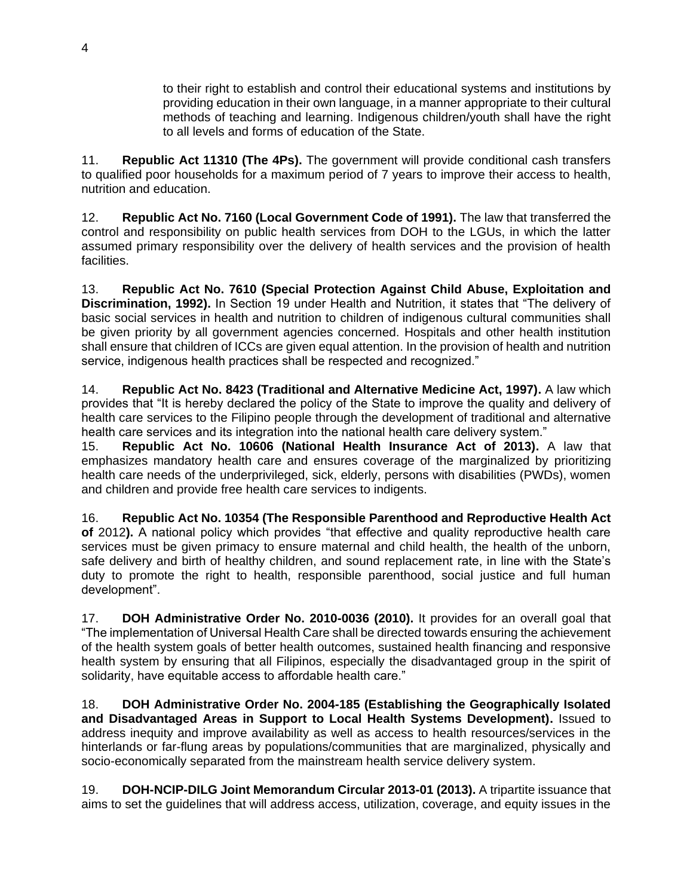to their right to establish and control their educational systems and institutions by providing education in their own language, in a manner appropriate to their cultural methods of teaching and learning. Indigenous children/youth shall have the right to all levels and forms of education of the State.

11. **Republic Act 11310 (The 4Ps).** The government will provide conditional cash transfers to qualified poor households for a maximum period of 7 years to improve their access to health, nutrition and education.

12. **Republic Act No. 7160 (Local Government Code of 1991).** The law that transferred the control and responsibility on public health services from DOH to the LGUs, in which the latter assumed primary responsibility over the delivery of health services and the provision of health facilities.

13. **Republic Act No. 7610 (Special Protection Against Child Abuse, Exploitation and Discrimination, 1992).** In Section 19 under Health and Nutrition, it states that "The delivery of basic social services in health and nutrition to children of indigenous cultural communities shall be given priority by all government agencies concerned. Hospitals and other health institution shall ensure that children of ICCs are given equal attention. In the provision of health and nutrition service, indigenous health practices shall be respected and recognized."

14. **Republic Act No. 8423 (Traditional and Alternative Medicine Act, 1997).** A law which provides that "It is hereby declared the policy of the State to improve the quality and delivery of health care services to the Filipino people through the development of traditional and alternative health care services and its integration into the national health care delivery system."

15. **Republic Act No. 10606 (National Health Insurance Act of 2013).** A law that emphasizes mandatory health care and ensures coverage of the marginalized by prioritizing health care needs of the underprivileged, sick, elderly, persons with disabilities (PWDs), women and children and provide free health care services to indigents.

16. **Republic Act No. 10354 (The Responsible Parenthood and Reproductive Health Act of** 2012**).** A national policy which provides "that effective and quality reproductive health care services must be given primacy to ensure maternal and child health, the health of the unborn, safe delivery and birth of healthy children, and sound replacement rate, in line with the State's duty to promote the right to health, responsible parenthood, social justice and full human development".

17. **DOH Administrative Order No. 2010-0036 (2010).** It provides for an overall goal that "The implementation of Universal Health Care shall be directed towards ensuring the achievement of the health system goals of better health outcomes, sustained health financing and responsive health system by ensuring that all Filipinos, especially the disadvantaged group in the spirit of solidarity, have equitable access to affordable health care."

18. **DOH Administrative Order No. 2004-185 (Establishing the Geographically Isolated and Disadvantaged Areas in Support to Local Health Systems Development).** Issued to address inequity and improve availability as well as access to health resources/services in the hinterlands or far-flung areas by populations/communities that are marginalized, physically and socio-economically separated from the mainstream health service delivery system.

19. **DOH-NCIP-DILG Joint Memorandum Circular 2013-01 (2013).** A tripartite issuance that aims to set the guidelines that will address access, utilization, coverage, and equity issues in the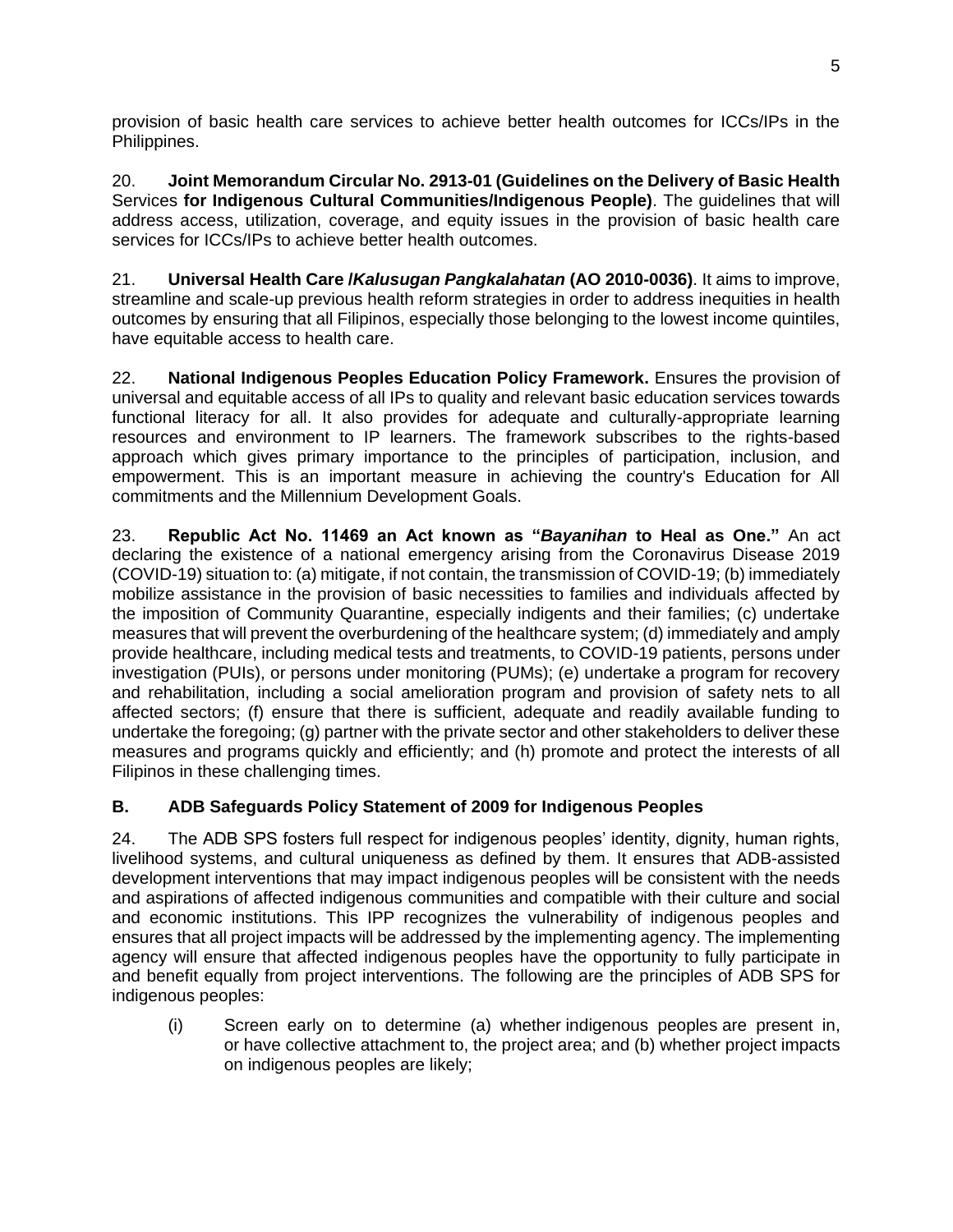provision of basic health care services to achieve better health outcomes for ICCs/IPs in the Philippines.

20. **Joint Memorandum Circular No. 2913-01 (Guidelines on the Delivery of Basic Health** Services **for Indigenous Cultural Communities/Indigenous People)**. The guidelines that will address access, utilization, coverage, and equity issues in the provision of basic health care services for ICCs/IPs to achieve better health outcomes.

21. **Universal Health Care /*Kalusugan Pangkalahatan* (AO 2010-0036)**. It aims to improve, streamline and scale-up previous health reform strategies in order to address inequities in health outcomes by ensuring that all Filipinos, especially those belonging to the lowest income quintiles, have equitable access to health care.

22. **National Indigenous Peoples Education Policy Framework.** Ensures the provision of universal and equitable access of all IPs to quality and relevant basic education services towards functional literacy for all. It also provides for adequate and culturally-appropriate learning resources and environment to IP learners. The framework subscribes to the rights-based approach which gives primary importance to the principles of participation, inclusion, and empowerment. This is an important measure in achieving the country's Education for All commitments and the Millennium Development Goals.

23. **Republic Act No. 11469 an Act known as "*Bayanihan* to Heal as One."** An act declaring the existence of a national emergency arising from the Coronavirus Disease 2019 (COVID-19) situation to: (a) mitigate, if not contain, the transmission of COVID-19; (b) immediately mobilize assistance in the provision of basic necessities to families and individuals affected by the imposition of Community Quarantine, especially indigents and their families; (c) undertake measures that will prevent the overburdening of the healthcare system; (d) immediately and amply provide healthcare, including medical tests and treatments, to COVID-19 patients, persons under investigation (PUIs), or persons under monitoring (PUMs); (e) undertake a program for recovery and rehabilitation, including a social amelioration program and provision of safety nets to all affected sectors; (f) ensure that there is sufficient, adequate and readily available funding to undertake the foregoing; (g) partner with the private sector and other stakeholders to deliver these measures and programs quickly and efficiently; and (h) promote and protect the interests of all Filipinos in these challenging times.

### B. ADB Safeguards Policy Statement of 2009 for Indigenous Peoples

24. The ADB SPS fosters full respect for indigenous peoples' identity, dignity, human rights, livelihood systems, and cultural uniqueness as defined by them. It ensures that ADB-assisted development interventions that may impact indigenous peoples will be consistent with the needs and aspirations of affected indigenous communities and compatible with their culture and social and economic institutions. This IPP recognizes the vulnerability of indigenous peoples and ensures that all project impacts will be addressed by the implementing agency. The implementing agency will ensure that affected indigenous peoples have the opportunity to fully participate in and benefit equally from project interventions. The following are the principles of ADB SPS for indigenous peoples:

(i) Screen early on to determine (a) whether indigenous peoples are present in, or have collective attachment to, the project area; and (b) whether project impacts on indigenous peoples are likely;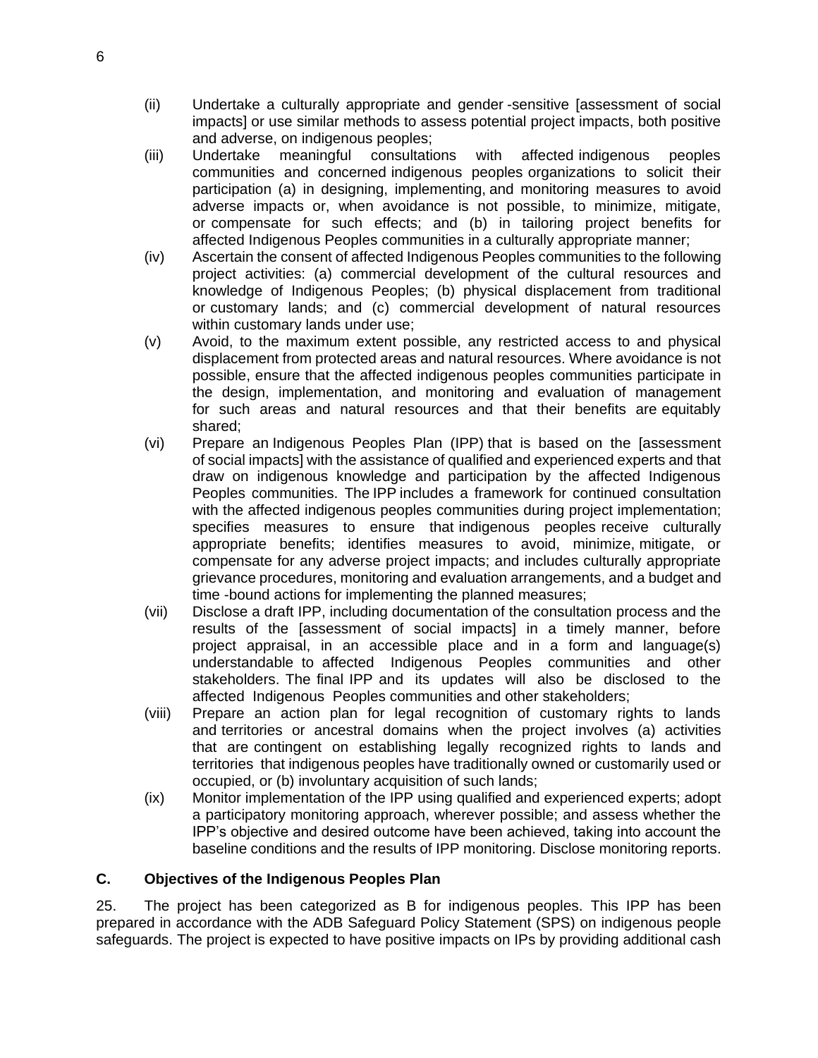(ii) Undertake a culturally appropriate and gender -sensitive [assessment of social impacts] or use similar methods to assess potential project impacts, both positive and adverse, on indigenous peoples;

(iii) Undertake meaningful consultations with affected indigenous peoples communities and concerned indigenous peoples organizations to solicit their participation (a) in designing, implementing, and monitoring measures to avoid adverse impacts or, when avoidance is not possible, to minimize, mitigate, or compensate for such effects; and (b) in tailoring project benefits for affected Indigenous Peoples communities in a culturally appropriate manner;

(iv) Ascertain the consent of affected Indigenous Peoples communities to the following project activities: (a) commercial development of the cultural resources and knowledge of Indigenous Peoples; (b) physical displacement from traditional or customary lands; and (c) commercial development of natural resources within customary lands under use;

(v) Avoid, to the maximum extent possible, any restricted access to and physical displacement from protected areas and natural resources. Where avoidance is not possible, ensure that the affected indigenous peoples communities participate in the design, implementation, and monitoring and evaluation of management for such areas and natural resources and that their benefits are equitably shared;

(vi) Prepare an Indigenous Peoples Plan (IPP) that is based on the [assessment of social impacts] with the assistance of qualified and experienced experts and that draw on indigenous knowledge and participation by the affected Indigenous Peoples communities. The IPP includes a framework for continued consultation with the affected indigenous peoples communities during project implementation; specifies measures to ensure that indigenous peoples receive culturally appropriate benefits; identifies measures to avoid, minimize, mitigate, or compensate for any adverse project impacts; and includes culturally appropriate grievance procedures, monitoring and evaluation arrangements, and a budget and time -bound actions for implementing the planned measures;

(vii) Disclose a draft IPP, including documentation of the consultation process and the results of the [assessment of social impacts] in a timely manner, before project appraisal, in an accessible place and in a form and language(s) understandable to affected Indigenous Peoples communities and other stakeholders. The final IPP and its updates will also be disclosed to the affected Indigenous Peoples communities and other stakeholders;

(viii) Prepare an action plan for legal recognition of customary rights to lands and territories or ancestral domains when the project involves (a) activities that are contingent on establishing legally recognized rights to lands and territories that indigenous peoples have traditionally owned or customarily used or occupied, or (b) involuntary acquisition of such lands;

(ix) Monitor implementation of the IPP using qualified and experienced experts; adopt a participatory monitoring approach, wherever possible; and assess whether the IPP's objective and desired outcome have been achieved, taking into account the baseline conditions and the results of IPP monitoring. Disclose monitoring reports.

## C. Objectives of the Indigenous Peoples Plan

25. The project has been categorized as B for indigenous peoples. This IPP has been prepared in accordance with the ADB Safeguard Policy Statement (SPS) on indigenous people safeguards. The project is expected to have positive impacts on IPs by providing additional cash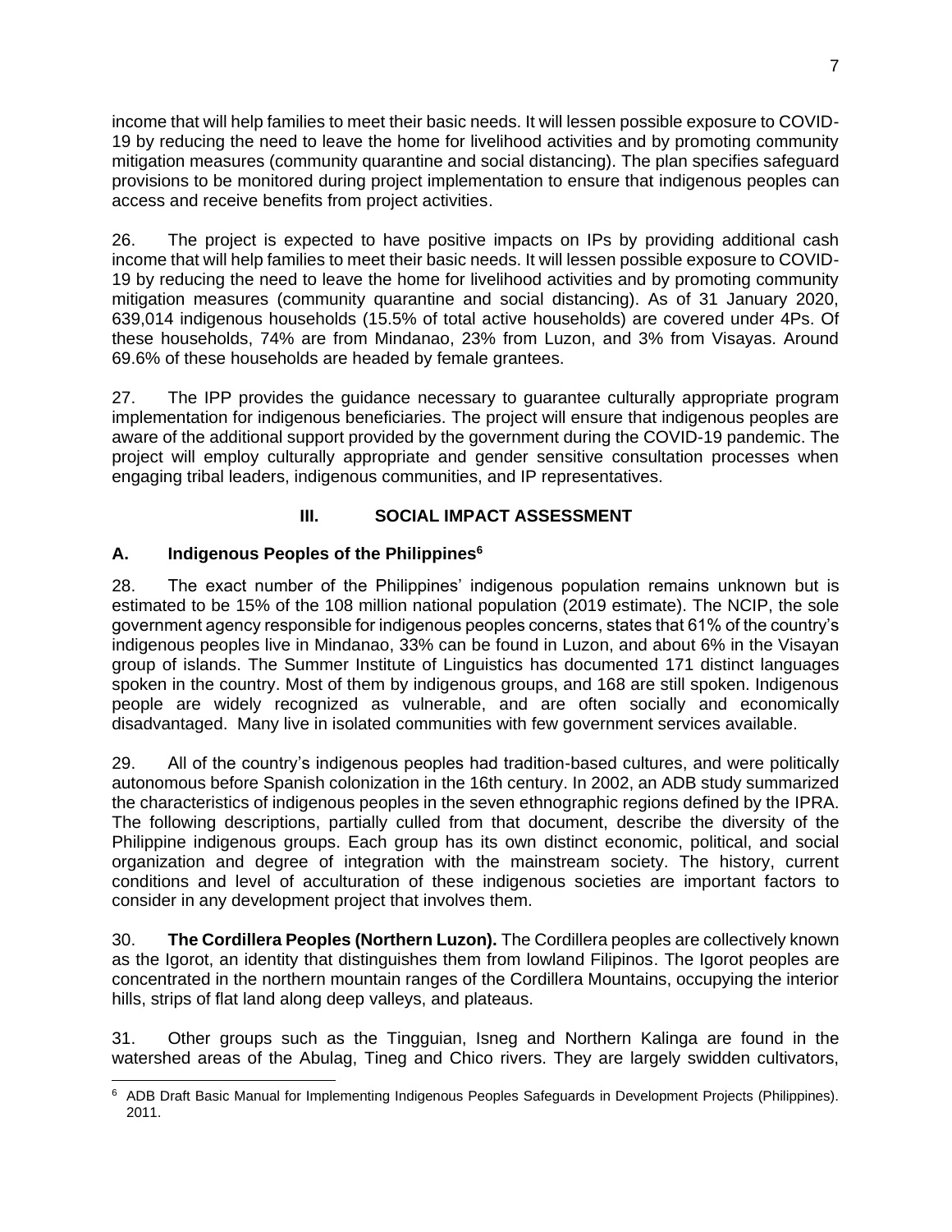income that will help families to meet their basic needs. It will lessen possible exposure to COVID-19 by reducing the need to leave the home for livelihood activities and by promoting community mitigation measures (community quarantine and social distancing). The plan specifies safeguard provisions to be monitored during project implementation to ensure that indigenous peoples can access and receive benefits from project activities.

26. The project is expected to have positive impacts on IPs by providing additional cash income that will help families to meet their basic needs. It will lessen possible exposure to COVID-19 by reducing the need to leave the home for livelihood activities and by promoting community mitigation measures (community quarantine and social distancing). As of 31 January 2020, 639,014 indigenous households (15.5% of total active households) are covered under 4Ps. Of these households, 74% are from Mindanao, 23% from Luzon, and 3% from Visayas. Around 69.6% of these households are headed by female grantees.

27. The IPP provides the guidance necessary to guarantee culturally appropriate program implementation for indigenous beneficiaries. The project will ensure that indigenous peoples are aware of the additional support provided by the government during the COVID-19 pandemic. The project will employ culturally appropriate and gender sensitive consultation processes when engaging tribal leaders, indigenous communities, and IP representatives.

## III. SOCIAL IMPACT ASSESSMENT

### A. Indigenous Peoples of the Philippines[6]

28. The exact number of the Philippines' indigenous population remains unknown but is estimated to be 15% of the 108 million national population (2019 estimate). The NCIP, the sole government agency responsible for indigenous peoples concerns, states that 61% of the country's indigenous peoples live in Mindanao, 33% can be found in Luzon, and about 6% in the Visayan group of islands. The Summer Institute of Linguistics has documented 171 distinct languages spoken in the country. Most of them by indigenous groups, and 168 are still spoken. Indigenous people are widely recognized as vulnerable, and are often socially and economically disadvantaged. Many live in isolated communities with few government services available.

29. All of the country's indigenous peoples had tradition-based cultures, and were politically autonomous before Spanish colonization in the 16th century. In 2002, an ADB study summarized the characteristics of indigenous peoples in the seven ethnographic regions defined by the IPRA. The following descriptions, partially culled from that document, describe the diversity of the Philippine indigenous groups. Each group has its own distinct economic, political, and social organization and degree of integration with the mainstream society. The history, current conditions and level of acculturation of these indigenous societies are important factors to consider in any development project that involves them.

30. **The Cordillera Peoples (Northern Luzon).** The Cordillera peoples are collectively known as the Igorot, an identity that distinguishes them from lowland Filipinos. The Igorot peoples are concentrated in the northern mountain ranges of the Cordillera Mountains, occupying the interior hills, strips of flat land along deep valleys, and plateaus.

31. Other groups such as the Tingguian, Isneg and Northern Kalinga are found in the watershed areas of the Abulag, Tineg and Chico rivers. They are largely swidden cultivators,

[6] ADB Draft Basic Manual for Implementing Indigenous Peoples Safeguards in Development Projects (Philippines). 2011.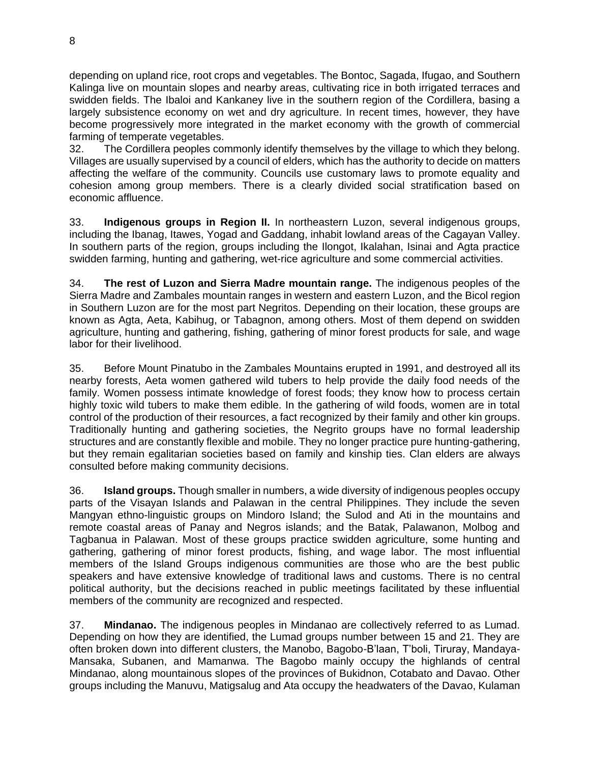depending on upland rice, root crops and vegetables. The Bontoc, Sagada, Ifugao, and Southern Kalinga live on mountain slopes and nearby areas, cultivating rice in both irrigated terraces and swidden fields. The Ibaloi and Kankaney live in the southern region of the Cordillera, basing a largely subsistence economy on wet and dry agriculture. In recent times, however, they have become progressively more integrated in the market economy with the growth of commercial farming of temperate vegetables.

32. The Cordillera peoples commonly identify themselves by the village to which they belong. Villages are usually supervised by a council of elders, which has the authority to decide on matters affecting the welfare of the community. Councils use customary laws to promote equality and cohesion among group members. There is a clearly divided social stratification based on economic affluence.

33. **Indigenous groups in Region II.** In northeastern Luzon, several indigenous groups, including the Ibanag, Itawes, Yogad and Gaddang, inhabit lowland areas of the Cagayan Valley. In southern parts of the region, groups including the Ilongot, Ikalahan, Isinai and Agta practice swidden farming, hunting and gathering, wet-rice agriculture and some commercial activities.

34. **The rest of Luzon and Sierra Madre mountain range.** The indigenous peoples of the Sierra Madre and Zambales mountain ranges in western and eastern Luzon, and the Bicol region in Southern Luzon are for the most part Negritos. Depending on their location, these groups are known as Agta, Aeta, Kabihug, or Tabagnon, among others. Most of them depend on swidden agriculture, hunting and gathering, fishing, gathering of minor forest products for sale, and wage labor for their livelihood.

35. Before Mount Pinatubo in the Zambales Mountains erupted in 1991, and destroyed all its nearby forests, Aeta women gathered wild tubers to help provide the daily food needs of the family. Women possess intimate knowledge of forest foods; they know how to process certain highly toxic wild tubers to make them edible. In the gathering of wild foods, women are in total control of the production of their resources, a fact recognized by their family and other kin groups. Traditionally hunting and gathering societies, the Negrito groups have no formal leadership structures and are constantly flexible and mobile. They no longer practice pure hunting-gathering, but they remain egalitarian societies based on family and kinship ties. Clan elders are always consulted before making community decisions.

36. **Island groups.** Though smaller in numbers, a wide diversity of indigenous peoples occupy parts of the Visayan Islands and Palawan in the central Philippines. They include the seven Mangyan ethno-linguistic groups on Mindoro Island; the Sulod and Ati in the mountains and remote coastal areas of Panay and Negros islands; and the Batak, Palawanon, Molbog and Tagbanua in Palawan. Most of these groups practice swidden agriculture, some hunting and gathering, gathering of minor forest products, fishing, and wage labor. The most influential members of the Island Groups indigenous communities are those who are the best public speakers and have extensive knowledge of traditional laws and customs. There is no central political authority, but the decisions reached in public meetings facilitated by these influential members of the community are recognized and respected.

37. **Mindanao.** The indigenous peoples in Mindanao are collectively referred to as Lumad. Depending on how they are identified, the Lumad groups number between 15 and 21. They are often broken down into different clusters, the Manobo, Bagobo-B'laan, T'boli, Tiruray, Mandaya-Mansaka, Subanen, and Mamanwa. The Bagobo mainly occupy the highlands of central Mindanao, along mountainous slopes of the provinces of Bukidnon, Cotabato and Davao. Other groups including the Manuvu, Matigsalug and Ata occupy the headwaters of the Davao, Kulaman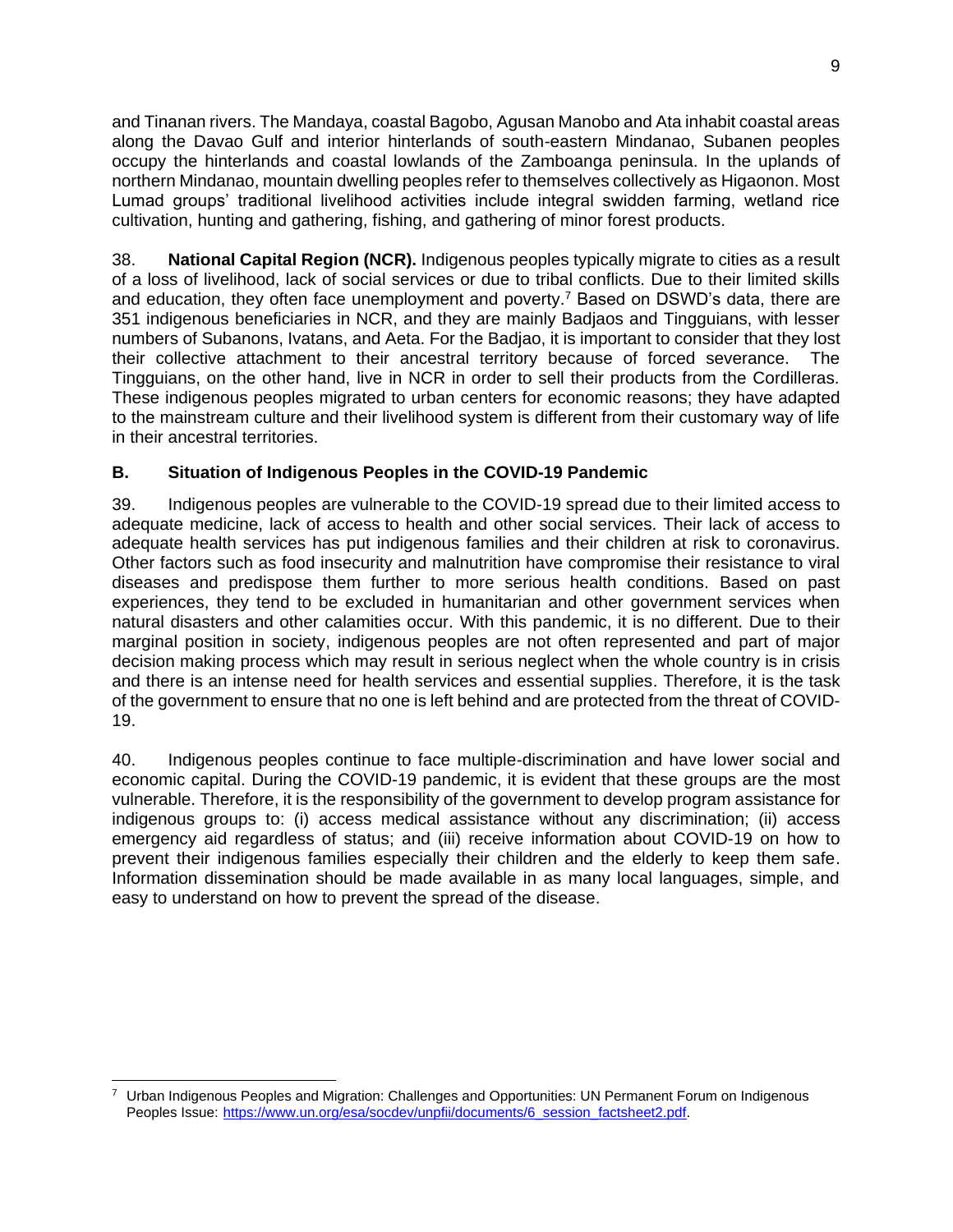and Tinanan rivers. The Mandaya, coastal Bagobo, Agusan Manobo and Ata inhabit coastal areas along the Davao Gulf and interior hinterlands of south-eastern Mindanao, Subanen peoples occupy the hinterlands and coastal lowlands of the Zamboanga peninsula. In the uplands of northern Mindanao, mountain dwelling peoples refer to themselves collectively as Higaonon. Most Lumad groups' traditional livelihood activities include integral swidden farming, wetland rice cultivation, hunting and gathering, fishing, and gathering of minor forest products.

38. **National Capital Region (NCR).** Indigenous peoples typically migrate to cities as a result of a loss of livelihood, lack of social services or due to tribal conflicts. Due to their limited skills and education, they often face unemployment and poverty.[7] Based on DSWD's data, there are 351 indigenous beneficiaries in NCR, and they are mainly Badjaos and Tingguians, with lesser numbers of Subanons, Ivatans, and Aeta. For the Badjao, it is important to consider that they lost their collective attachment to their ancestral territory because of forced severance. The Tingguians, on the other hand, live in NCR in order to sell their products from the Cordilleras. These indigenous peoples migrated to urban centers for economic reasons; they have adapted to the mainstream culture and their livelihood system is different from their customary way of life in their ancestral territories.

## B. Situation of Indigenous Peoples in the COVID-19 Pandemic

39. Indigenous peoples are vulnerable to the COVID-19 spread due to their limited access to adequate medicine, lack of access to health and other social services. Their lack of access to adequate health services has put indigenous families and their children at risk to coronavirus. Other factors such as food insecurity and malnutrition have compromise their resistance to viral diseases and predispose them further to more serious health conditions. Based on past experiences, they tend to be excluded in humanitarian and other government services when natural disasters and other calamities occur. With this pandemic, it is no different. Due to their marginal position in society, indigenous peoples are not often represented and part of major decision making process which may result in serious neglect when the whole country is in crisis and there is an intense need for health services and essential supplies. Therefore, it is the task of the government to ensure that no one is left behind and are protected from the threat of COVID-19.

40. Indigenous peoples continue to face multiple-discrimination and have lower social and economic capital. During the COVID-19 pandemic, it is evident that these groups are the most vulnerable. Therefore, it is the responsibility of the government to develop program assistance for indigenous groups to: (i) access medical assistance without any discrimination; (ii) access emergency aid regardless of status; and (iii) receive information about COVID-19 on how to prevent their indigenous families especially their children and the elderly to keep them safe. Information dissemination should be made available in as many local languages, simple, and easy to understand on how to prevent the spread of the disease.

---

[7] Urban Indigenous Peoples and Migration: Challenges and Opportunities: UN Permanent Forum on Indigenous Peoples Issue: https://www.un.org/esa/socdev/unpfii/documents/6_session_factsheet2.pdf.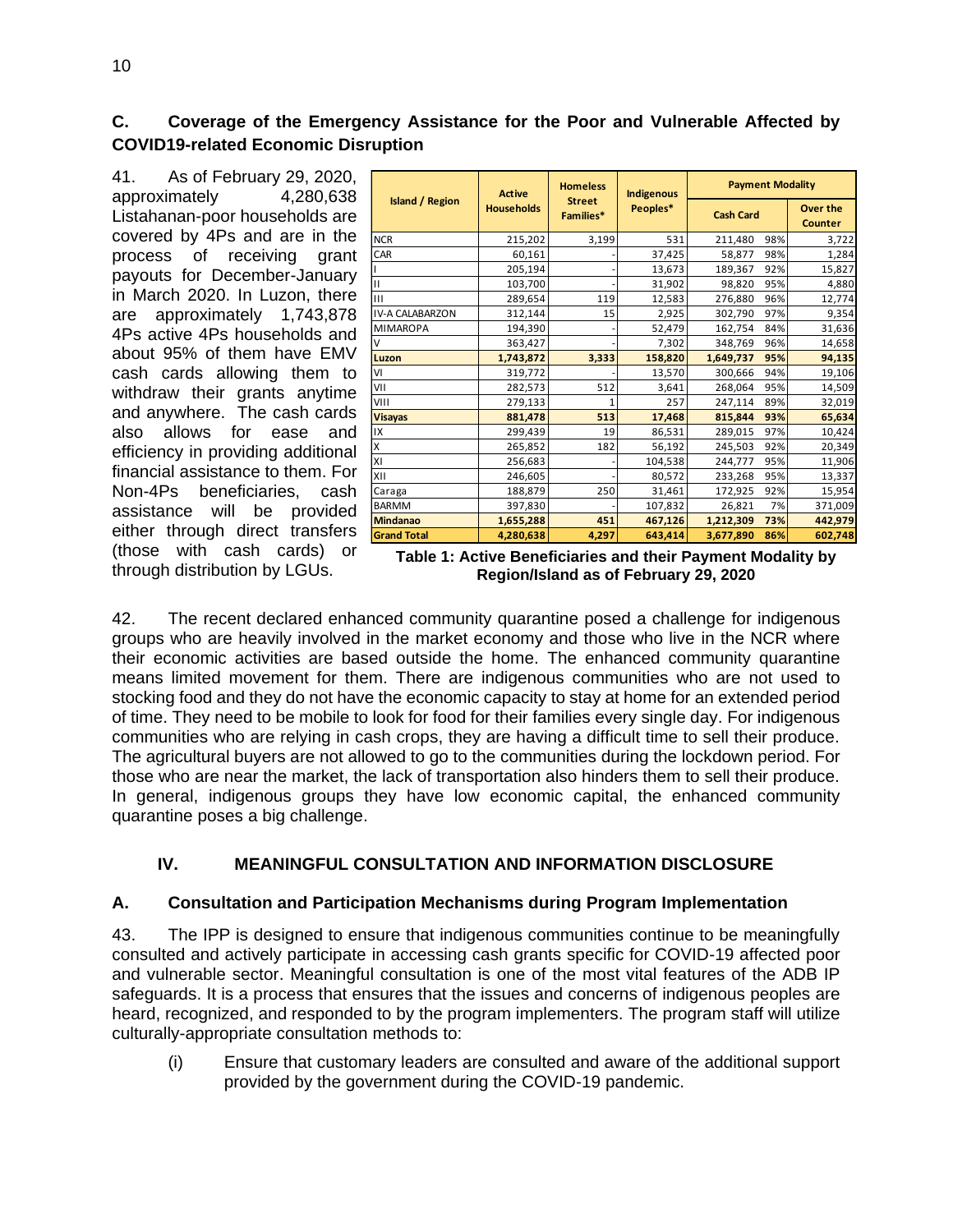### C. Coverage of the Emergency Assistance for the Poor and Vulnerable Affected by COVID19-related Economic Disruption

41. As of February 29, 2020, approximately 4,280,638 Listahanan-poor households are covered by 4Ps and are in the process of receiving grant payouts for December-January in March 2020. In Luzon, there are approximately 1,743,878 4Ps active 4Ps households and about 95% of them have EMV cash cards allowing them to withdraw their grants anytime and anywhere. The cash cards also allows for ease and efficiency in providing additional financial assistance to them. For Non-4Ps beneficiaries, cash assistance will be provided either through direct transfers (those with cash cards) or through distribution by LGUs.

| Island / Region | Active Households | Homeless Street Families* | Indigenous Peoples* | Payment Modality | | |
|---|---|---|---|---|---|---|
| | | | | Cash Card | | Over the Counter |
| NCR | 215,202 | 3,199 | 531 | 211,480 | 98% | 3,722 |
| CAR | 60,161 | - | 37,425 | 58,877 | 98% | 1,284 |
| I | 205,194 | - | 13,673 | 189,367 | 92% | 15,827 |
| II | 103,700 | - | 31,902 | 98,820 | 95% | 4,880 |
| III | 289,654 | 119 | 12,583 | 276,880 | 96% | 12,774 |
| IV-A CALABARZON | 312,144 | 15 | 2,925 | 302,790 | 97% | 9,354 |
| MIMAROPA | 194,390 | - | 52,479 | 162,754 | 84% | 31,636 |
| V | 363,427 | - | 7,302 | 348,769 | 96% | 14,658 |
| **Luzon** | **1,743,872** | **3,333** | **158,820** | **1,649,737** | **95%** | **94,135** |
| VI | 319,772 | - | 13,570 | 300,666 | 94% | 19,106 |
| VII | 282,573 | 512 | 3,641 | 268,064 | 95% | 14,509 |
| VIII | 279,133 | 1 | 257 | 247,114 | 89% | 32,019 |
| **Visayas** | **881,478** | **513** | **17,468** | **815,844** | **93%** | **65,634** |
| IX | 299,439 | 19 | 86,531 | 289,015 | 97% | 10,424 |
| X | 265,852 | 182 | 56,192 | 245,503 | 92% | 20,349 |
| XI | 256,683 | - | 104,538 | 244,777 | 95% | 11,906 |
| XII | 246,605 | - | 80,572 | 233,268 | 95% | 13,337 |
| Caraga | 188,879 | 250 | 31,461 | 172,925 | 92% | 15,954 |
| BARMM | 397,830 | - | 107,832 | 26,821 | 7% | 371,009 |
| **Mindanao** | **1,655,288** | **451** | **467,126** | **1,212,309** | **73%** | **442,979** |
| **Grand Total** | **4,280,638** | **4,297** | **643,414** | **3,677,890** | **86%** | **602,748** |

**Table 1: Active Beneficiaries and their Payment Modality by Region/Island as of February 29, 2020**

42. The recent declared enhanced community quarantine posed a challenge for indigenous groups who are heavily involved in the market economy and those who live in the NCR where their economic activities are based outside the home. The enhanced community quarantine means limited movement for them. There are indigenous communities who are not used to stocking food and they do not have the economic capacity to stay at home for an extended period of time. They need to be mobile to look for food for their families every single day. For indigenous communities who are relying in cash crops, they are having a difficult time to sell their produce. The agricultural buyers are not allowed to go to the communities during the lockdown period. For those who are near the market, the lack of transportation also hinders them to sell their produce. In general, indigenous groups they have low economic capital, the enhanced community quarantine poses a big challenge.

## IV. MEANINGFUL CONSULTATION AND INFORMATION DISCLOSURE

### A. Consultation and Participation Mechanisms during Program Implementation

43. The IPP is designed to ensure that indigenous communities continue to be meaningfully consulted and actively participate in accessing cash grants specific for COVID-19 affected poor and vulnerable sector. Meaningful consultation is one of the most vital features of the ADB IP safeguards. It is a process that ensures that the issues and concerns of indigenous peoples are heard, recognized, and responded to by the program implementers. The program staff will utilize culturally-appropriate consultation methods to:

(i) Ensure that customary leaders are consulted and aware of the additional support provided by the government during the COVID-19 pandemic.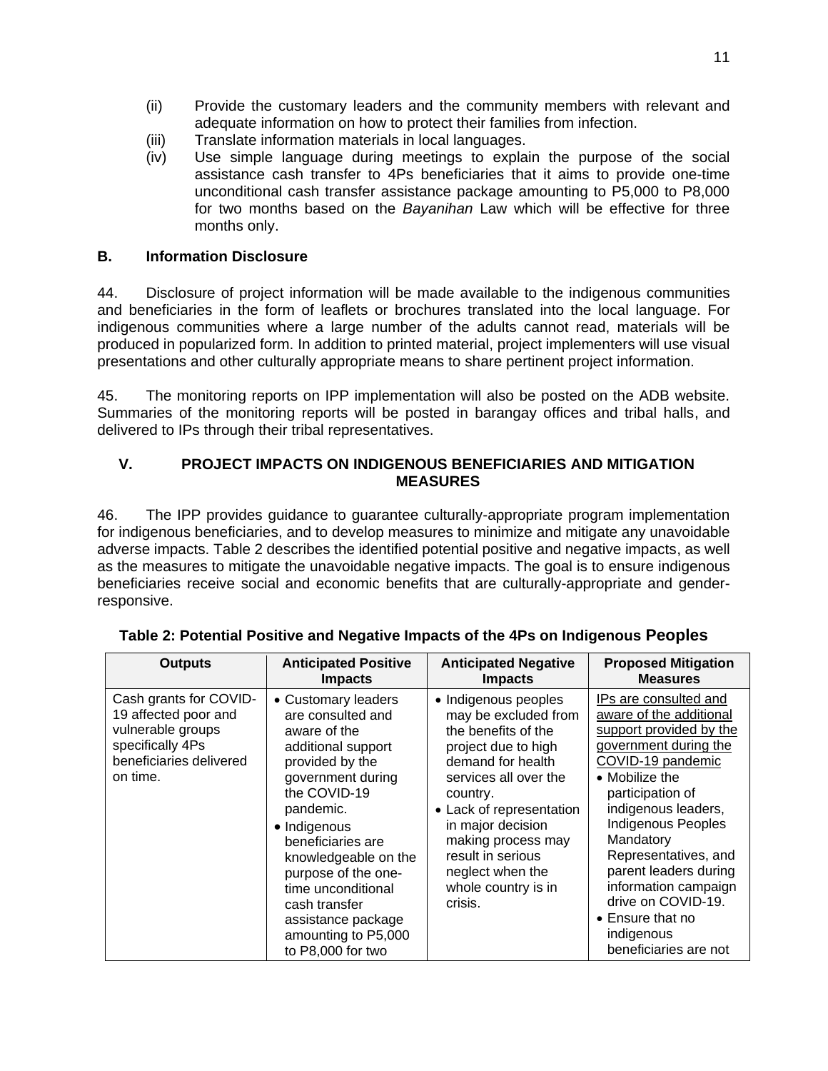(ii) Provide the customary leaders and the community members with relevant and adequate information on how to protect their families from infection.

(iii) Translate information materials in local languages.

(iv) Use simple language during meetings to explain the purpose of the social assistance cash transfer to 4Ps beneficiaries that it aims to provide one-time unconditional cash transfer assistance package amounting to P5,000 to P8,000 for two months based on the *Bayanihan* Law which will be effective for three months only.

### B. Information Disclosure

44. Disclosure of project information will be made available to the indigenous communities and beneficiaries in the form of leaflets or brochures translated into the local language. For indigenous communities where a large number of the adults cannot read, materials will be produced in popularized form. In addition to printed material, project implementers will use visual presentations and other culturally appropriate means to share pertinent project information.

45. The monitoring reports on IPP implementation will also be posted on the ADB website. Summaries of the monitoring reports will be posted in barangay offices and tribal halls, and delivered to IPs through their tribal representatives.

## V. PROJECT IMPACTS ON INDIGENOUS BENEFICIARIES AND MITIGATION MEASURES

46. The IPP provides guidance to guarantee culturally-appropriate program implementation for indigenous beneficiaries, and to develop measures to minimize and mitigate any unavoidable adverse impacts. Table 2 describes the identified potential positive and negative impacts, as well as the measures to mitigate the unavoidable negative impacts. The goal is to ensure indigenous beneficiaries receive social and economic benefits that are culturally-appropriate and gender-responsive.

**Table 2: Potential Positive and Negative Impacts of the 4Ps on Indigenous Peoples**

| Outputs | Anticipated Positive Impacts | Anticipated Negative Impacts | Proposed Mitigation Measures |
|---|---|---|---|
| Cash grants for COVID-19 affected poor and vulnerable groups specifically 4Ps beneficiaries delivered on time. | • Customary leaders are consulted and aware of the additional support provided by the government during the COVID-19 pandemic.<br>• Indigenous beneficiaries are knowledgeable on the purpose of the one-time unconditional cash transfer assistance package amounting to P5,000 to P8,000 for two | • Indigenous peoples may be excluded from the benefits of the project due to high demand for health services all over the country.<br>• Lack of representation in major decision making process may result in serious neglect when the whole country is in crisis. | IPs are consulted and aware of the additional support provided by the government during the COVID-19 pandemic<br>• Mobilize the participation of indigenous leaders, Indigenous Peoples Mandatory Representatives, and parent leaders during information campaign drive on COVID-19.<br>• Ensure that no indigenous beneficiaries are not |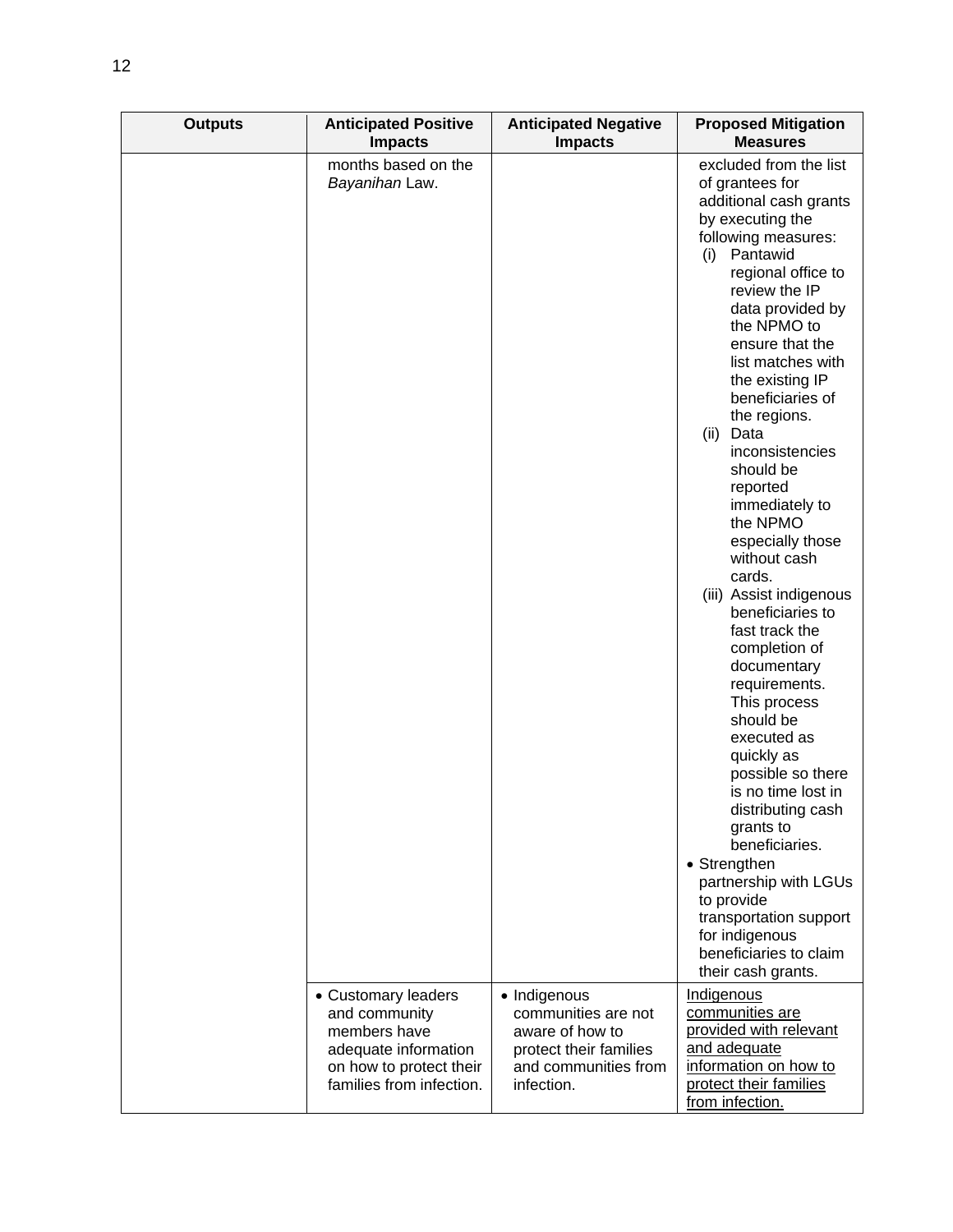| Outputs | Anticipated Positive Impacts | Anticipated Negative Impacts | Proposed Mitigation Measures |
| --- | --- | --- | --- |
| | months based on the *Bayanihan* Law. | | excluded from the list of grantees for additional cash grants by executing the following measures:<br>(i) Pantawid regional office to review the IP data provided by the NPMO to ensure that the list matches with the existing IP beneficiaries of the regions.<br>(ii) Data inconsistencies should be reported immediately to the NPMO especially those without cash cards.<br>(iii) Assist indigenous beneficiaries to fast track the completion of documentary requirements. This process should be executed as quickly as possible so there is no time lost in distributing cash grants to beneficiaries.<br>• Strengthen partnership with LGUs to provide transportation support for indigenous beneficiaries to claim their cash grants. |
| | • Customary leaders and community members have adequate information on how to protect their families from infection. | • Indigenous communities are not aware of how to protect their families and communities from infection. | <u>Indigenous communities are provided with relevant and adequate information on how to protect their families from infection.</u> |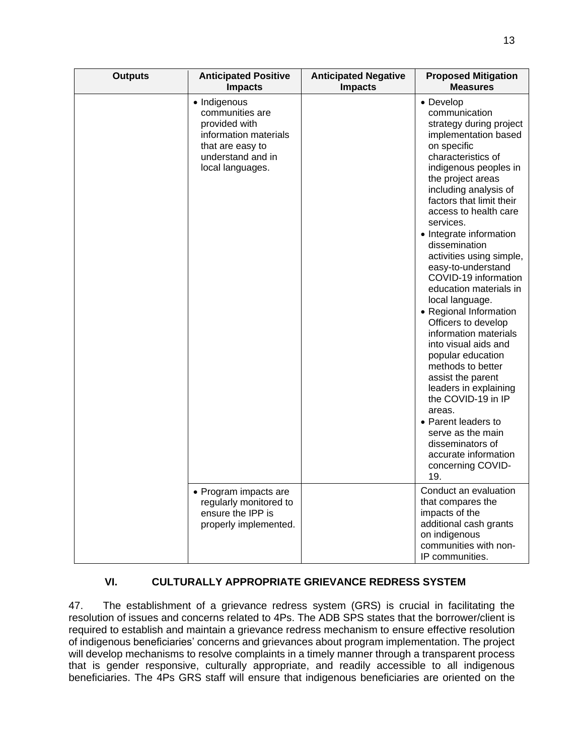| Outputs | Anticipated Positive Impacts | Anticipated Negative Impacts | Proposed Mitigation Measures |
|---|---|---|---|
| | • Indigenous communities are provided with information materials that are easy to understand and in local languages. | | • Develop communication strategy during project implementation based on specific characteristics of indigenous peoples in the project areas including analysis of factors that limit their access to health care services.<br>• Integrate information dissemination activities using simple, easy-to-understand COVID-19 information education materials in local language.<br>• Regional Information Officers to develop information materials into visual aids and popular education methods to better assist the parent leaders in explaining the COVID-19 in IP areas.<br>• Parent leaders to serve as the main disseminators of accurate information concerning COVID-19. |
| | • Program impacts are regularly monitored to ensure the IPP is properly implemented. | | Conduct an evaluation that compares the impacts of the additional cash grants on indigenous communities with non-IP communities. |

## VI. CULTURALLY APPROPRIATE GRIEVANCE REDRESS SYSTEM

47. The establishment of a grievance redress system (GRS) is crucial in facilitating the resolution of issues and concerns related to 4Ps. The ADB SPS states that the borrower/client is required to establish and maintain a grievance redress mechanism to ensure effective resolution of indigenous beneficiaries' concerns and grievances about program implementation. The project will develop mechanisms to resolve complaints in a timely manner through a transparent process that is gender responsive, culturally appropriate, and readily accessible to all indigenous beneficiaries. The 4Ps GRS staff will ensure that indigenous beneficiaries are oriented on the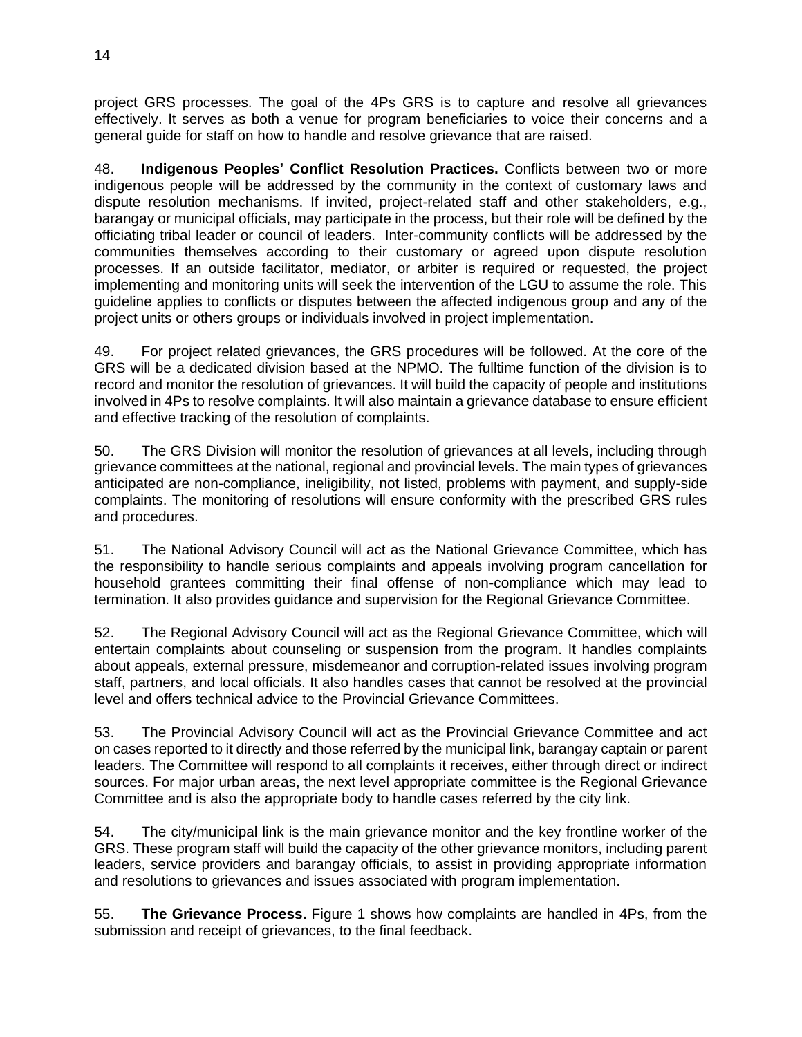project GRS processes. The goal of the 4Ps GRS is to capture and resolve all grievances effectively. It serves as both a venue for program beneficiaries to voice their concerns and a general guide for staff on how to handle and resolve grievance that are raised.

48. **Indigenous Peoples' Conflict Resolution Practices.** Conflicts between two or more indigenous people will be addressed by the community in the context of customary laws and dispute resolution mechanisms. If invited, project-related staff and other stakeholders, e.g., barangay or municipal officials, may participate in the process, but their role will be defined by the officiating tribal leader or council of leaders. Inter-community conflicts will be addressed by the communities themselves according to their customary or agreed upon dispute resolution processes. If an outside facilitator, mediator, or arbiter is required or requested, the project implementing and monitoring units will seek the intervention of the LGU to assume the role. This guideline applies to conflicts or disputes between the affected indigenous group and any of the project units or others groups or individuals involved in project implementation.

49. For project related grievances, the GRS procedures will be followed. At the core of the GRS will be a dedicated division based at the NPMO. The fulltime function of the division is to record and monitor the resolution of grievances. It will build the capacity of people and institutions involved in 4Ps to resolve complaints. It will also maintain a grievance database to ensure efficient and effective tracking of the resolution of complaints.

50. The GRS Division will monitor the resolution of grievances at all levels, including through grievance committees at the national, regional and provincial levels. The main types of grievances anticipated are non-compliance, ineligibility, not listed, problems with payment, and supply-side complaints. The monitoring of resolutions will ensure conformity with the prescribed GRS rules and procedures.

51. The National Advisory Council will act as the National Grievance Committee, which has the responsibility to handle serious complaints and appeals involving program cancellation for household grantees committing their final offense of non-compliance which may lead to termination. It also provides guidance and supervision for the Regional Grievance Committee.

52. The Regional Advisory Council will act as the Regional Grievance Committee, which will entertain complaints about counseling or suspension from the program. It handles complaints about appeals, external pressure, misdemeanor and corruption-related issues involving program staff, partners, and local officials. It also handles cases that cannot be resolved at the provincial level and offers technical advice to the Provincial Grievance Committees.

53. The Provincial Advisory Council will act as the Provincial Grievance Committee and act on cases reported to it directly and those referred by the municipal link, barangay captain or parent leaders. The Committee will respond to all complaints it receives, either through direct or indirect sources. For major urban areas, the next level appropriate committee is the Regional Grievance Committee and is also the appropriate body to handle cases referred by the city link.

54. The city/municipal link is the main grievance monitor and the key frontline worker of the GRS. These program staff will build the capacity of the other grievance monitors, including parent leaders, service providers and barangay officials, to assist in providing appropriate information and resolutions to grievances and issues associated with program implementation.

55. **The Grievance Process.** Figure 1 shows how complaints are handled in 4Ps, from the submission and receipt of grievances, to the final feedback.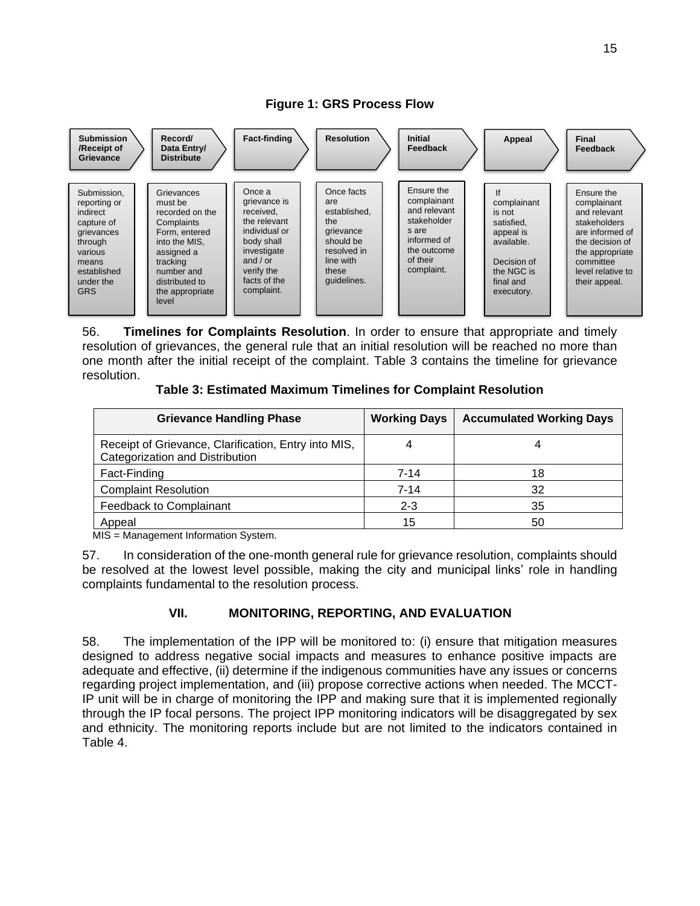**Figure 1: GRS Process Flow**

**Submission /Receipt of Grievance**

Submission, reporting or indirect capture of grievances through various means established under the GRS

**Record/ Data Entry/ Distribute**

Grievances must be recorded on the Complaints Form, entered into the MIS, assigned a tracking number and distributed to the appropriate level

**Fact-finding**

Once a grievance is received, the relevant individual or body shall investigate and / or verify the facts of the complaint.

**Resolution**

Once facts are established, the grievance should be resolved in line with these guidelines.

**Initial Feedback**

Ensure the complainant and relevant stakeholder s are informed of the outcome of their complaint.

**Appeal**

If complainant is not satisfied, appeal is available.

Decision of the NGC is final and executory.

**Final Feedback**

Ensure the complainant and relevant stakeholders are informed of the decision of the appropriate committee level relative to their appeal.

56. **Timelines for Complaints Resolution**. In order to ensure that appropriate and timely resolution of grievances, the general rule that an initial resolution will be reached no more than one month after the initial receipt of the complaint. Table 3 contains the timeline for grievance resolution.

**Table 3: Estimated Maximum Timelines for Complaint Resolution**

| Grievance Handling Phase | Working Days | Accumulated Working Days |
|---|---|---|
| Receipt of Grievance, Clarification, Entry into MIS, Categorization and Distribution | 4 | 4 |
| Fact-Finding | 7-14 | 18 |
| Complaint Resolution | 7-14 | 32 |
| Feedback to Complainant | 2-3 | 35 |
| Appeal | 15 | 50 |

MIS = Management Information System.

57. In consideration of the one-month general rule for grievance resolution, complaints should be resolved at the lowest level possible, making the city and municipal links' role in handling complaints fundamental to the resolution process.

## VII. MONITORING, REPORTING, AND EVALUATION

58. The implementation of the IPP will be monitored to: (i) ensure that mitigation measures designed to address negative social impacts and measures to enhance positive impacts are adequate and effective, (ii) determine if the indigenous communities have any issues or concerns regarding project implementation, and (iii) propose corrective actions when needed. The MCCT-IP unit will be in charge of monitoring the IPP and making sure that it is implemented regionally through the IP focal persons. The project IPP monitoring indicators will be disaggregated by sex and ethnicity. The monitoring reports include but are not limited to the indicators contained in Table 4.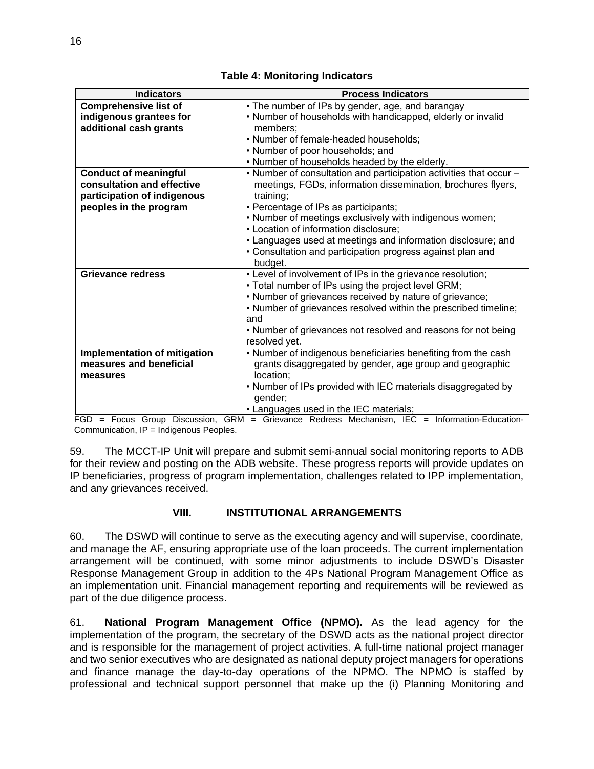**Table 4: Monitoring Indicators**

| Indicators | Process Indicators |
|---|---|
| **Comprehensive list of indigenous grantees for additional cash grants** | • The number of IPs by gender, age, and barangay<br>• Number of households with handicapped, elderly or invalid members;<br>• Number of female-headed households;<br>• Number of poor households; and<br>• Number of households headed by the elderly. |
| **Conduct of meaningful consultation and effective participation of indigenous peoples in the program** | • Number of consultation and participation activities that occur – meetings, FGDs, information dissemination, brochures flyers, training;<br>• Percentage of IPs as participants;<br>• Number of meetings exclusively with indigenous women;<br>• Location of information disclosure;<br>• Languages used at meetings and information disclosure; and<br>• Consultation and participation progress against plan and budget. |
| **Grievance redress** | • Level of involvement of IPs in the grievance resolution;<br>• Total number of IPs using the project level GRM;<br>• Number of grievances received by nature of grievance;<br>• Number of grievances resolved within the prescribed timeline; and<br>• Number of grievances not resolved and reasons for not being resolved yet. |
| **Implementation of mitigation measures and beneficial measures** | • Number of indigenous beneficiaries benefiting from the cash grants disaggregated by gender, age group and geographic location;<br>• Number of IPs provided with IEC materials disaggregated by gender;<br>• Languages used in the IEC materials; |

FGD = Focus Group Discussion, GRM = Grievance Redress Mechanism, IEC = Information-Education-Communication, IP = Indigenous Peoples.

59. The MCCT-IP Unit will prepare and submit semi-annual social monitoring reports to ADB for their review and posting on the ADB website. These progress reports will provide updates on IP beneficiaries, progress of program implementation, challenges related to IPP implementation, and any grievances received.

## VIII. INSTITUTIONAL ARRANGEMENTS

60. The DSWD will continue to serve as the executing agency and will supervise, coordinate, and manage the AF, ensuring appropriate use of the loan proceeds. The current implementation arrangement will be continued, with some minor adjustments to include DSWD's Disaster Response Management Group in addition to the 4Ps National Program Management Office as an implementation unit. Financial management reporting and requirements will be reviewed as part of the due diligence process.

61. **National Program Management Office (NPMO).** As the lead agency for the implementation of the program, the secretary of the DSWD acts as the national project director and is responsible for the management of project activities. A full-time national project manager and two senior executives who are designated as national deputy project managers for operations and finance manage the day-to-day operations of the NPMO. The NPMO is staffed by professional and technical support personnel that make up the (i) Planning Monitoring and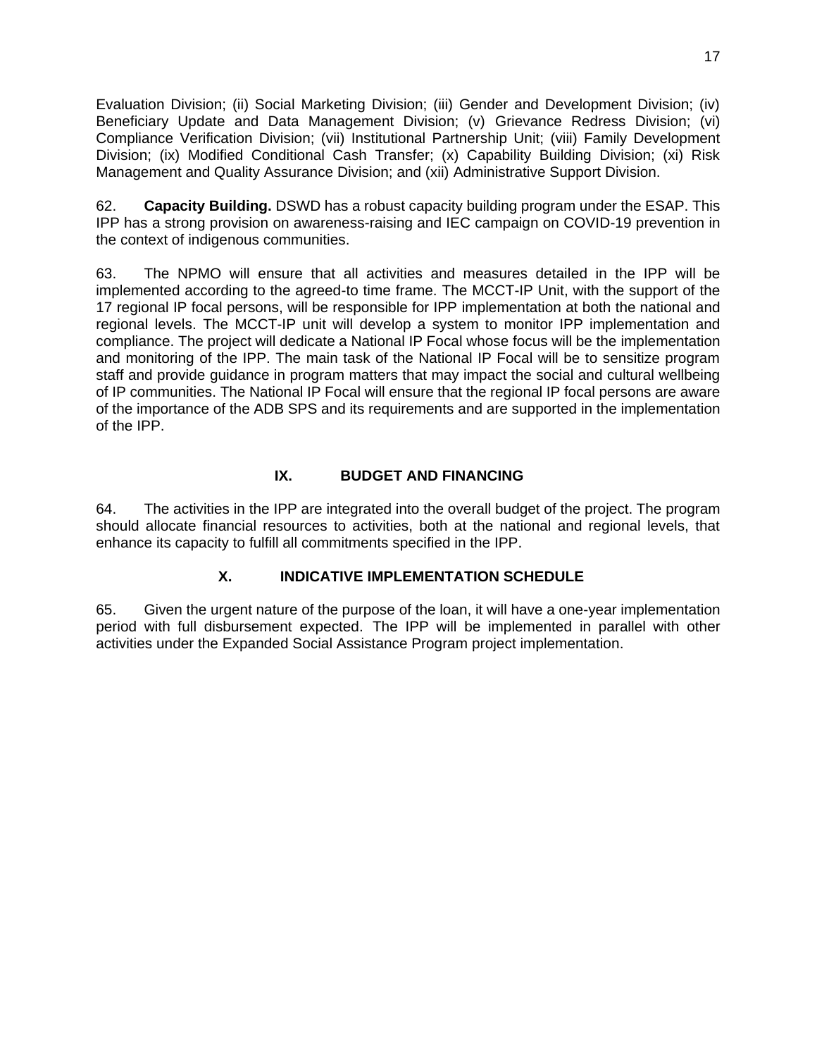Evaluation Division; (ii) Social Marketing Division; (iii) Gender and Development Division; (iv) Beneficiary Update and Data Management Division; (v) Grievance Redress Division; (vi) Compliance Verification Division; (vii) Institutional Partnership Unit; (viii) Family Development Division; (ix) Modified Conditional Cash Transfer; (x) Capability Building Division; (xi) Risk Management and Quality Assurance Division; and (xii) Administrative Support Division.

62. **Capacity Building.** DSWD has a robust capacity building program under the ESAP. This IPP has a strong provision on awareness-raising and IEC campaign on COVID-19 prevention in the context of indigenous communities.

63. The NPMO will ensure that all activities and measures detailed in the IPP will be implemented according to the agreed-to time frame. The MCCT-IP Unit, with the support of the 17 regional IP focal persons, will be responsible for IPP implementation at both the national and regional levels. The MCCT-IP unit will develop a system to monitor IPP implementation and compliance. The project will dedicate a National IP Focal whose focus will be the implementation and monitoring of the IPP. The main task of the National IP Focal will be to sensitize program staff and provide guidance in program matters that may impact the social and cultural wellbeing of IP communities. The National IP Focal will ensure that the regional IP focal persons are aware of the importance of the ADB SPS and its requirements and are supported in the implementation of the IPP.

## IX. BUDGET AND FINANCING

64. The activities in the IPP are integrated into the overall budget of the project. The program should allocate financial resources to activities, both at the national and regional levels, that enhance its capacity to fulfill all commitments specified in the IPP.

## X. INDICATIVE IMPLEMENTATION SCHEDULE

65. Given the urgent nature of the purpose of the loan, it will have a one-year implementation period with full disbursement expected. The IPP will be implemented in parallel with other activities under the Expanded Social Assistance Program project implementation.